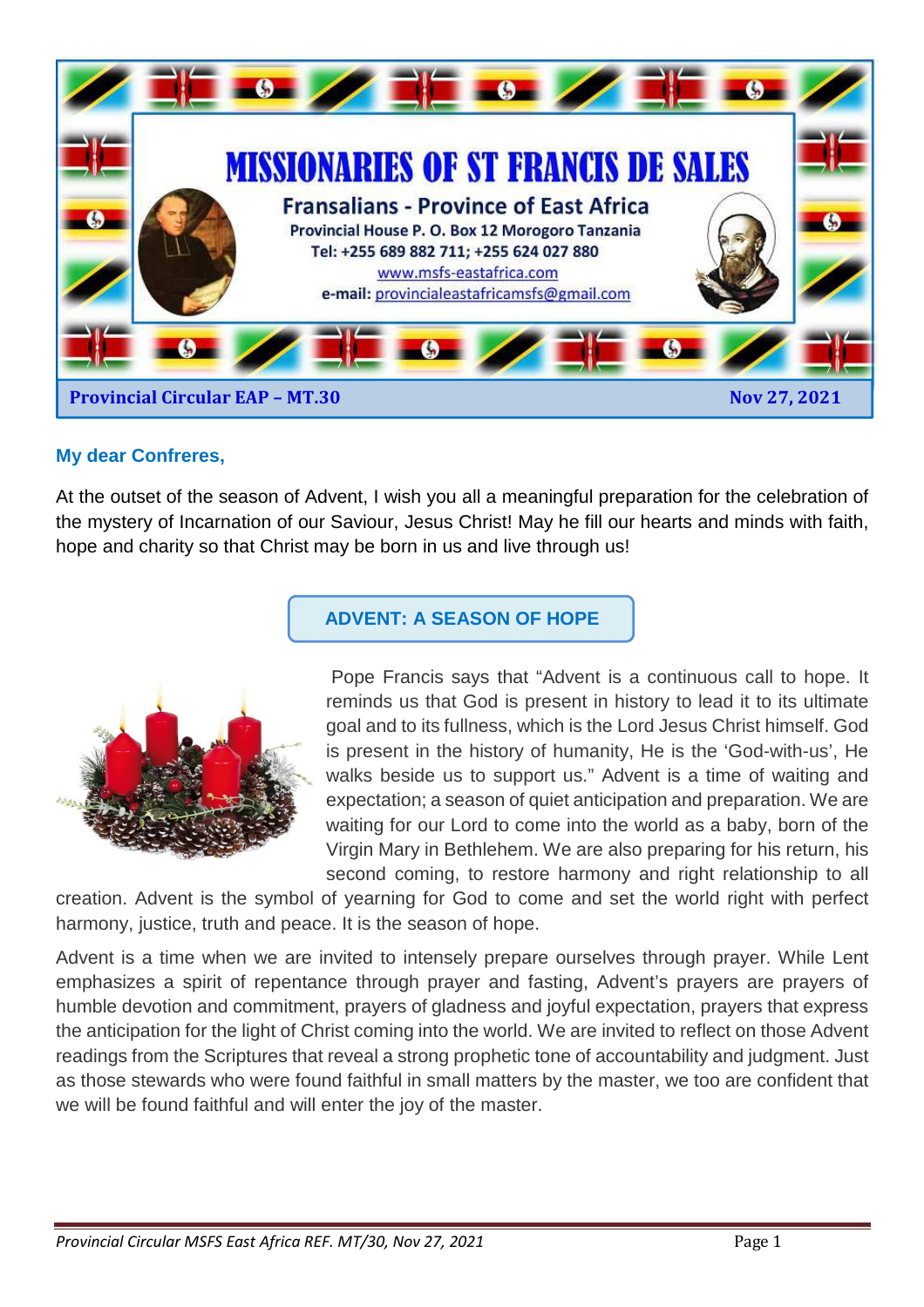# MISSIONARIES OF ST FRANCIS DE SALES

## Fransalians - Province of East Africa

Provincial House P. O. Box 12 Morogoro Tanzania
Tel: +255 689 882 711; +255 624 027 880
www.msfs-eastafrica.com
e-mail: provincialeastafricamsfs@gmail.com

**Provincial Circular EAP – MT.30** **Nov 27, 2021**

**My dear Confreres,**

At the outset of the season of Advent, I wish you all a meaningful preparation for the celebration of the mystery of Incarnation of our Saviour, Jesus Christ! May he fill our hearts and minds with faith, hope and charity so that Christ may be born in us and live through us!

## ADVENT: A SEASON OF HOPE

Pope Francis says that "Advent is a continuous call to hope. It reminds us that God is present in history to lead it to its ultimate goal and to its fullness, which is the Lord Jesus Christ himself. God is present in the history of humanity, He is the 'God-with-us', He walks beside us to support us." Advent is a time of waiting and expectation; a season of quiet anticipation and preparation. We are waiting for our Lord to come into the world as a baby, born of the Virgin Mary in Bethlehem. We are also preparing for his return, his second coming, to restore harmony and right relationship to all creation. Advent is the symbol of yearning for God to come and set the world right with perfect harmony, justice, truth and peace. It is the season of hope.

Advent is a time when we are invited to intensely prepare ourselves through prayer. While Lent emphasizes a spirit of repentance through prayer and fasting, Advent's prayers are prayers of humble devotion and commitment, prayers of gladness and joyful expectation, prayers that express the anticipation for the light of Christ coming into the world. We are invited to reflect on those Advent readings from the Scriptures that reveal a strong prophetic tone of accountability and judgment. Just as those stewards who were found faithful in small matters by the master, we too are confident that we will be found faithful and will enter the joy of the master.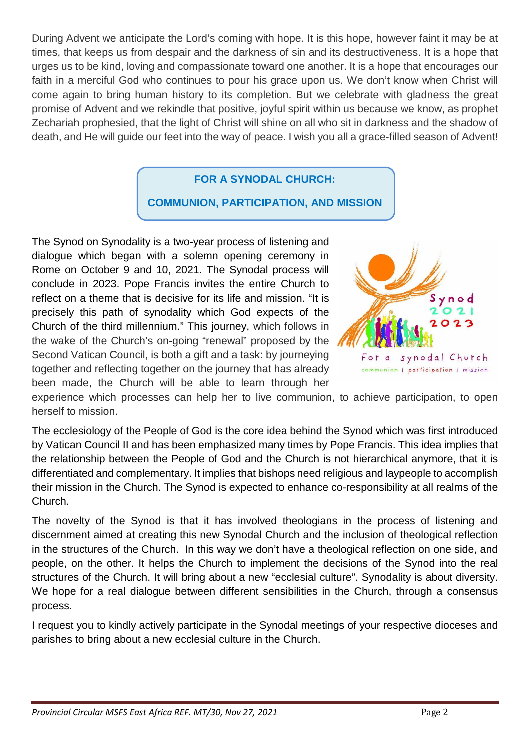During Advent we anticipate the Lord's coming with hope. It is this hope, however faint it may be at times, that keeps us from despair and the darkness of sin and its destructiveness. It is a hope that urges us to be kind, loving and compassionate toward one another. It is a hope that encourages our faith in a merciful God who continues to pour his grace upon us. We don't know when Christ will come again to bring human history to its completion. But we celebrate with gladness the great promise of Advent and we rekindle that positive, joyful spirit within us because we know, as prophet Zechariah prophesied, that the light of Christ will shine on all who sit in darkness and the shadow of death, and He will guide our feet into the way of peace. I wish you all a grace-filled season of Advent!

## FOR A SYNODAL CHURCH: COMMUNION, PARTICIPATION, AND MISSION

The Synod on Synodality is a two-year process of listening and dialogue which began with a solemn opening ceremony in Rome on October 9 and 10, 2021. The Synodal process will conclude in 2023. Pope Francis invites the entire Church to reflect on a theme that is decisive for its life and mission. "It is precisely this path of synodality which God expects of the Church of the third millennium." This journey, which follows in the wake of the Church's on-going "renewal" proposed by the Second Vatican Council, is both a gift and a task: by journeying together and reflecting together on the journey that has already been made, the Church will be able to learn through her experience which processes can help her to live communion, to achieve participation, to open herself to mission.

The ecclesiology of the People of God is the core idea behind the Synod which was first introduced by Vatican Council II and has been emphasized many times by Pope Francis. This idea implies that the relationship between the People of God and the Church is not hierarchical anymore, that it is differentiated and complementary. It implies that bishops need religious and laypeople to accomplish their mission in the Church. The Synod is expected to enhance co-responsibility at all realms of the Church.

The novelty of the Synod is that it has involved theologians in the process of listening and discernment aimed at creating this new Synodal Church and the inclusion of theological reflection in the structures of the Church. In this way we don't have a theological reflection on one side, and people, on the other. It helps the Church to implement the decisions of the Synod into the real structures of the Church. It will bring about a new "ecclesial culture". Synodality is about diversity. We hope for a real dialogue between different sensibilities in the Church, through a consensus process.

I request you to kindly actively participate in the Synodal meetings of your respective dioceses and parishes to bring about a new ecclesial culture in the Church.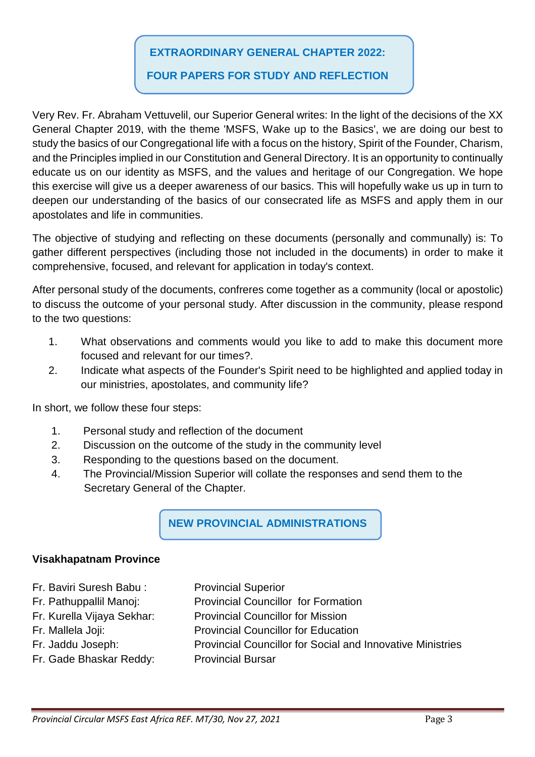## EXTRAORDINARY GENERAL CHAPTER 2022:

## FOUR PAPERS FOR STUDY AND REFLECTION

Very Rev. Fr. Abraham Vettuvelil, our Superior General writes: In the light of the decisions of the XX General Chapter 2019, with the theme 'MSFS, Wake up to the Basics', we are doing our best to study the basics of our Congregational life with a focus on the history, Spirit of the Founder, Charism, and the Principles implied in our Constitution and General Directory. It is an opportunity to continually educate us on our identity as MSFS, and the values and heritage of our Congregation. We hope this exercise will give us a deeper awareness of our basics. This will hopefully wake us up in turn to deepen our understanding of the basics of our consecrated life as MSFS and apply them in our apostolates and life in communities.

The objective of studying and reflecting on these documents (personally and communally) is: To gather different perspectives (including those not included in the documents) in order to make it comprehensive, focused, and relevant for application in today's context.

After personal study of the documents, confreres come together as a community (local or apostolic) to discuss the outcome of your personal study. After discussion in the community, please respond to the two questions:

1. What observations and comments would you like to add to make this document more focused and relevant for our times?.
2. Indicate what aspects of the Founder's Spirit need to be highlighted and applied today in our ministries, apostolates, and community life?

In short, we follow these four steps:

1. Personal study and reflection of the document
2. Discussion on the outcome of the study in the community level
3. Responding to the questions based on the document.
4. The Provincial/Mission Superior will collate the responses and send them to the Secretary General of the Chapter.

## NEW PROVINCIAL ADMINISTRATIONS

**Visakhapatnam Province**

| | |
|---|---|
| Fr. Baviri Suresh Babu : | Provincial Superior |
| Fr. Pathuppallil Manoj: | Provincial Councillor for Formation |
| Fr. Kurella Vijaya Sekhar: | Provincial Councillor for Mission |
| Fr. Mallela Joji: | Provincial Councillor for Education |
| Fr. Jaddu Joseph: | Provincial Councillor for Social and Innovative Ministries |
| Fr. Gade Bhaskar Reddy: | Provincial Bursar |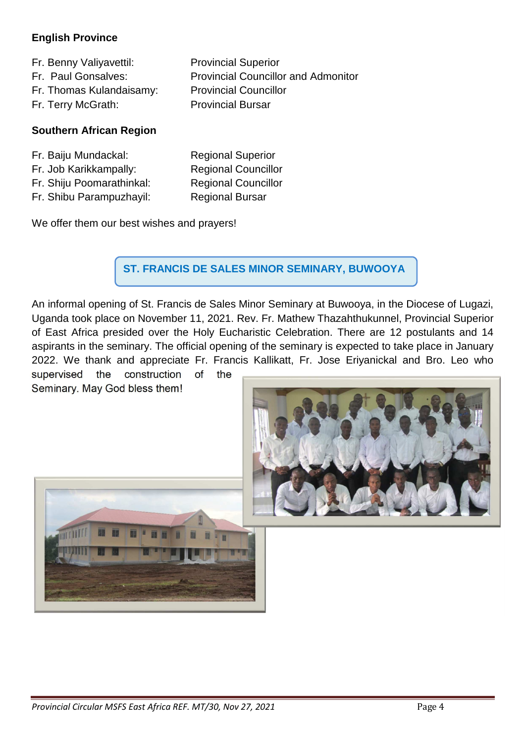**English Province**

Fr. Benny Valiyavettil: Provincial Superior
Fr. Paul Gonsalves: Provincial Councillor and Admonitor
Fr. Thomas Kulandaisamy: Provincial Councillor
Fr. Terry McGrath: Provincial Bursar

**Southern African Region**

Fr. Baiju Mundackal: Regional Superior
Fr. Job Karikkampally: Regional Councillor
Fr. Shiju Poomarathinkal: Regional Councillor
Fr. Shibu Parampuzhayil: Regional Bursar

We offer them our best wishes and prayers!

## ST. FRANCIS DE SALES MINOR SEMINARY, BUWOOYA

An informal opening of St. Francis de Sales Minor Seminary at Buwooya, in the Diocese of Lugazi, Uganda took place on November 11, 2021. Rev. Fr. Mathew Thazahthukunnel, Provincial Superior of East Africa presided over the Holy Eucharistic Celebration. There are 12 postulants and 14 aspirants in the seminary. The official opening of the seminary is expected to take place in January 2022. We thank and appreciate Fr. Francis Kallikatt, Fr. Jose Eriyanickal and Bro. Leo who supervised the construction of the Seminary. May God bless them!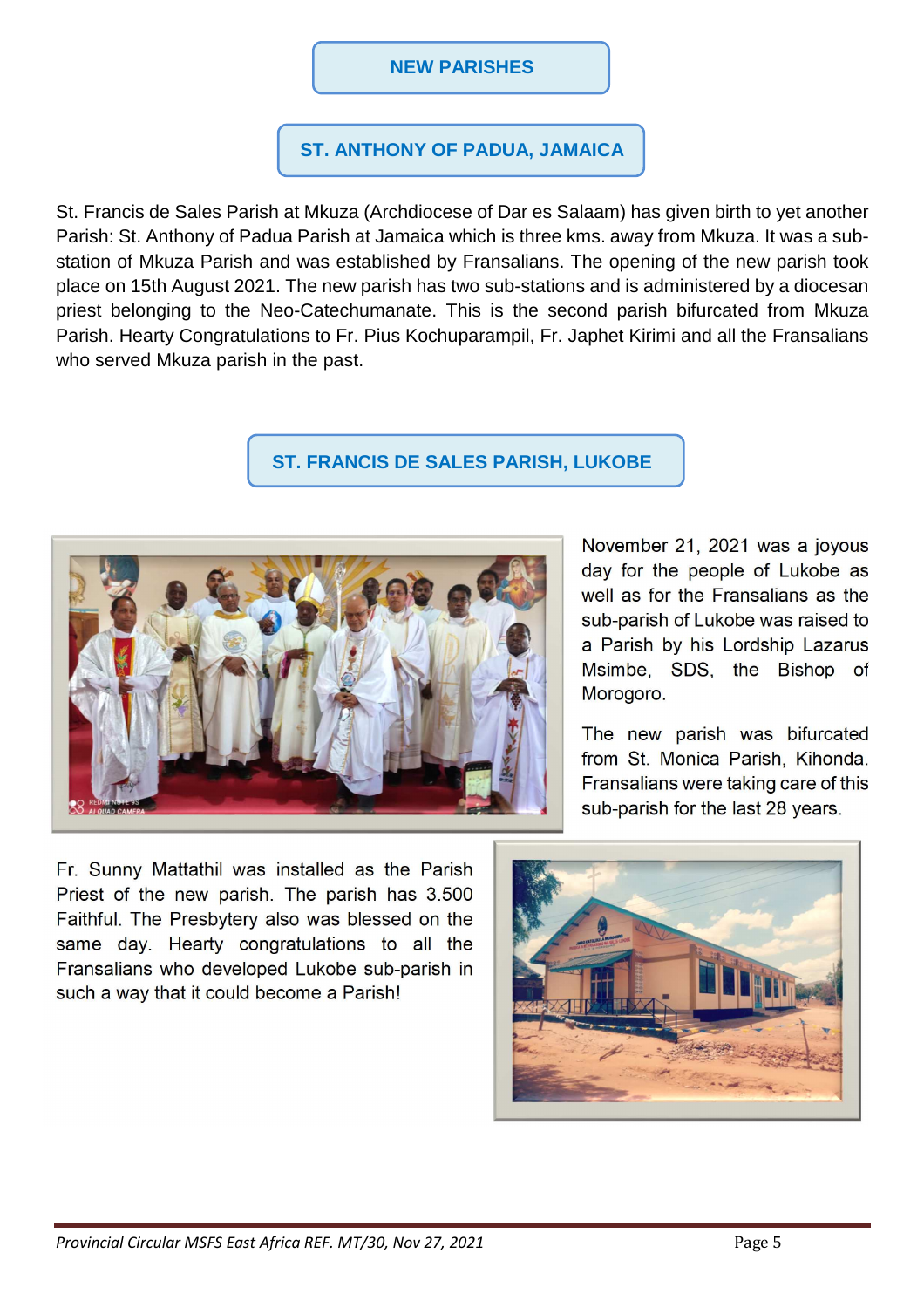# NEW PARISHES

## ST. ANTHONY OF PADUA, JAMAICA

St. Francis de Sales Parish at Mkuza (Archdiocese of Dar es Salaam) has given birth to yet another Parish: St. Anthony of Padua Parish at Jamaica which is three kms. away from Mkuza. It was a sub-station of Mkuza Parish and was established by Fransalians. The opening of the new parish took place on 15th August 2021. The new parish has two sub-stations and is administered by a diocesan priest belonging to the Neo-Catechumanate. This is the second parish bifurcated from Mkuza Parish. Hearty Congratulations to Fr. Pius Kochuparampil, Fr. Japhet Kirimi and all the Fransalians who served Mkuza parish in the past.

## ST. FRANCIS DE SALES PARISH, LUKOBE

November 21, 2021 was a joyous day for the people of Lukobe as well as for the Fransalians as the sub-parish of Lukobe was raised to a Parish by his Lordship Lazarus Msimbe, SDS, the Bishop of Morogoro.

The new parish was bifurcated from St. Monica Parish, Kihonda. Fransalians were taking care of this sub-parish for the last 28 years.

Fr. Sunny Mattathil was installed as the Parish Priest of the new parish. The parish has 3.500 Faithful. The Presbytery also was blessed on the same day. Hearty congratulations to all the Fransalians who developed Lukobe sub-parish in such a way that it could become a Parish!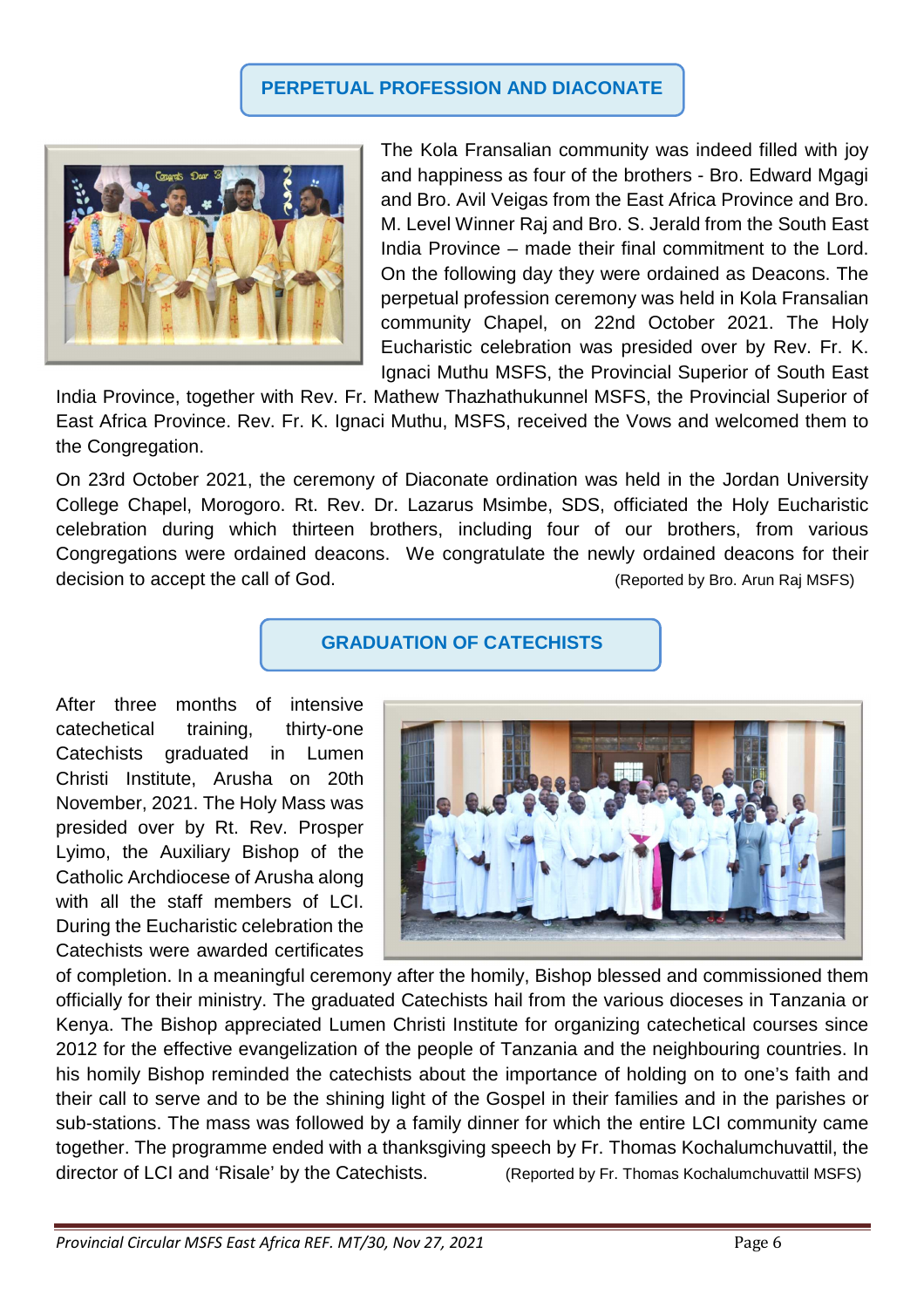## PERPETUAL PROFESSION AND DIACONATE

The Kola Fransalian community was indeed filled with joy and happiness as four of the brothers - Bro. Edward Mgagi and Bro. Avil Veigas from the East Africa Province and Bro. M. Level Winner Raj and Bro. S. Jerald from the South East India Province – made their final commitment to the Lord. On the following day they were ordained as Deacons. The perpetual profession ceremony was held in Kola Fransalian community Chapel, on 22nd October 2021. The Holy Eucharistic celebration was presided over by Rev. Fr. K. Ignaci Muthu MSFS, the Provincial Superior of South East India Province, together with Rev. Fr. Mathew Thazhathukunnel MSFS, the Provincial Superior of East Africa Province. Rev. Fr. K. Ignaci Muthu, MSFS, received the Vows and welcomed them to the Congregation.

On 23rd October 2021, the ceremony of Diaconate ordination was held in the Jordan University College Chapel, Morogoro. Rt. Rev. Dr. Lazarus Msimbe, SDS, officiated the Holy Eucharistic celebration during which thirteen brothers, including four of our brothers, from various Congregations were ordained deacons. We congratulate the newly ordained deacons for their decision to accept the call of God. (Reported by Bro. Arun Raj MSFS)

## GRADUATION OF CATECHISTS

After three months of intensive catechetical training, thirty-one Catechists graduated in Lumen Christi Institute, Arusha on 20th November, 2021. The Holy Mass was presided over by Rt. Rev. Prosper Lyimo, the Auxiliary Bishop of the Catholic Archdiocese of Arusha along with all the staff members of LCI. During the Eucharistic celebration the Catechists were awarded certificates of completion. In a meaningful ceremony after the homily, Bishop blessed and commissioned them officially for their ministry. The graduated Catechists hail from the various dioceses in Tanzania or Kenya. The Bishop appreciated Lumen Christi Institute for organizing catechetical courses since 2012 for the effective evangelization of the people of Tanzania and the neighbouring countries. In his homily Bishop reminded the catechists about the importance of holding on to one's faith and their call to serve and to be the shining light of the Gospel in their families and in the parishes or sub-stations. The mass was followed by a family dinner for which the entire LCI community came together. The programme ended with a thanksgiving speech by Fr. Thomas Kochalumchuvattil, the director of LCI and 'Risale' by the Catechists. (Reported by Fr. Thomas Kochalumchuvattil MSFS)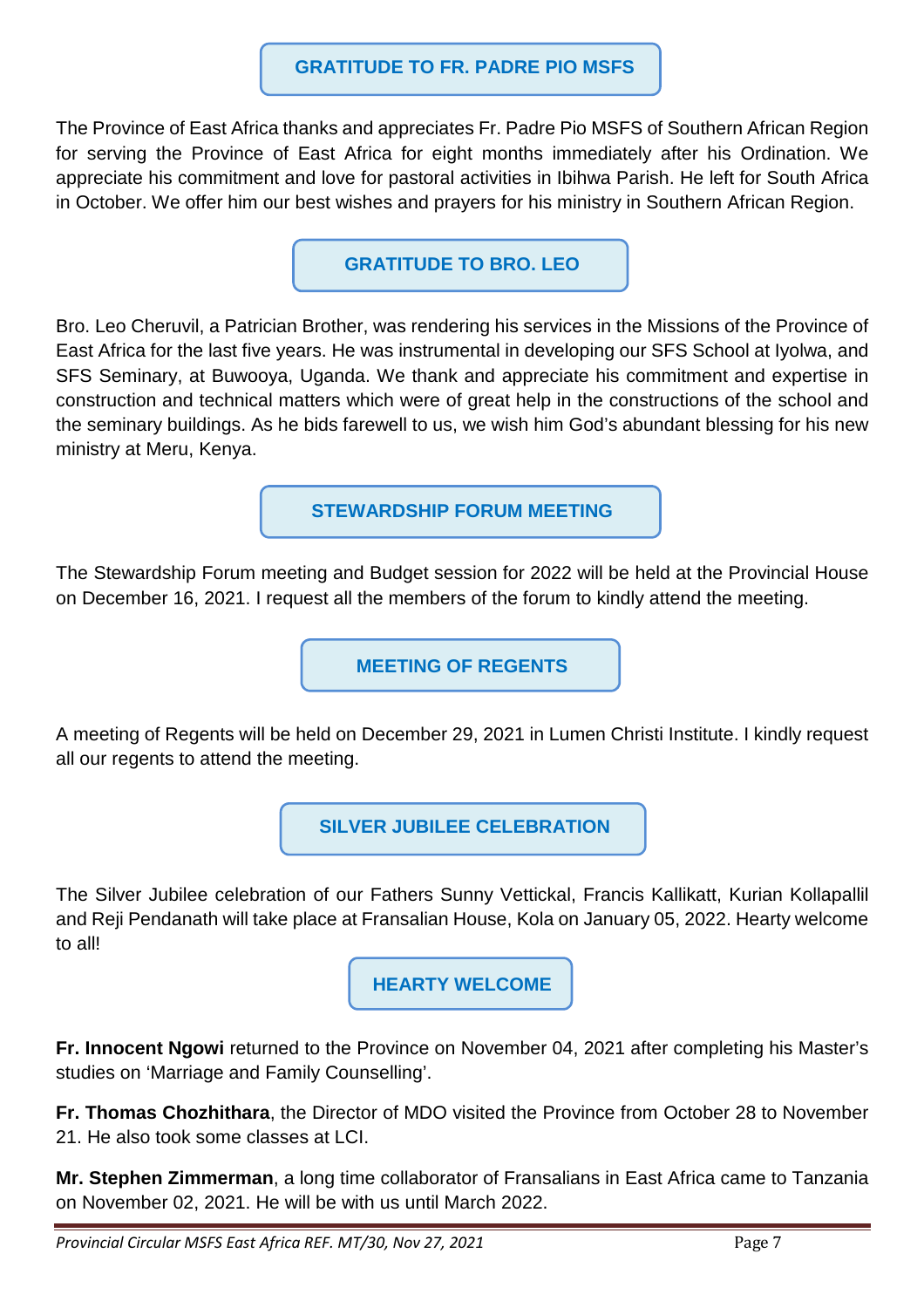## GRATITUDE TO FR. PADRE PIO MSFS

The Province of East Africa thanks and appreciates Fr. Padre Pio MSFS of Southern African Region for serving the Province of East Africa for eight months immediately after his Ordination. We appreciate his commitment and love for pastoral activities in Ibihwa Parish. He left for South Africa in October. We offer him our best wishes and prayers for his ministry in Southern African Region.

## GRATITUDE TO BRO. LEO

Bro. Leo Cheruvil, a Patrician Brother, was rendering his services in the Missions of the Province of East Africa for the last five years. He was instrumental in developing our SFS School at Iyolwa, and SFS Seminary, at Buwooya, Uganda. We thank and appreciate his commitment and expertise in construction and technical matters which were of great help in the constructions of the school and the seminary buildings. As he bids farewell to us, we wish him God's abundant blessing for his new ministry at Meru, Kenya.

## STEWARDSHIP FORUM MEETING

The Stewardship Forum meeting and Budget session for 2022 will be held at the Provincial House on December 16, 2021. I request all the members of the forum to kindly attend the meeting.

## MEETING OF REGENTS

A meeting of Regents will be held on December 29, 2021 in Lumen Christi Institute. I kindly request all our regents to attend the meeting.

## SILVER JUBILEE CELEBRATION

The Silver Jubilee celebration of our Fathers Sunny Vettickal, Francis Kallikatt, Kurian Kollapallil and Reji Pendanath will take place at Fransalian House, Kola on January 05, 2022. Hearty welcome to all!

## HEARTY WELCOME

**Fr. Innocent Ngowi** returned to the Province on November 04, 2021 after completing his Master's studies on 'Marriage and Family Counselling'.

**Fr. Thomas Chozhithara**, the Director of MDO visited the Province from October 28 to November 21. He also took some classes at LCI.

**Mr. Stephen Zimmerman**, a long time collaborator of Fransalians in East Africa came to Tanzania on November 02, 2021. He will be with us until March 2022.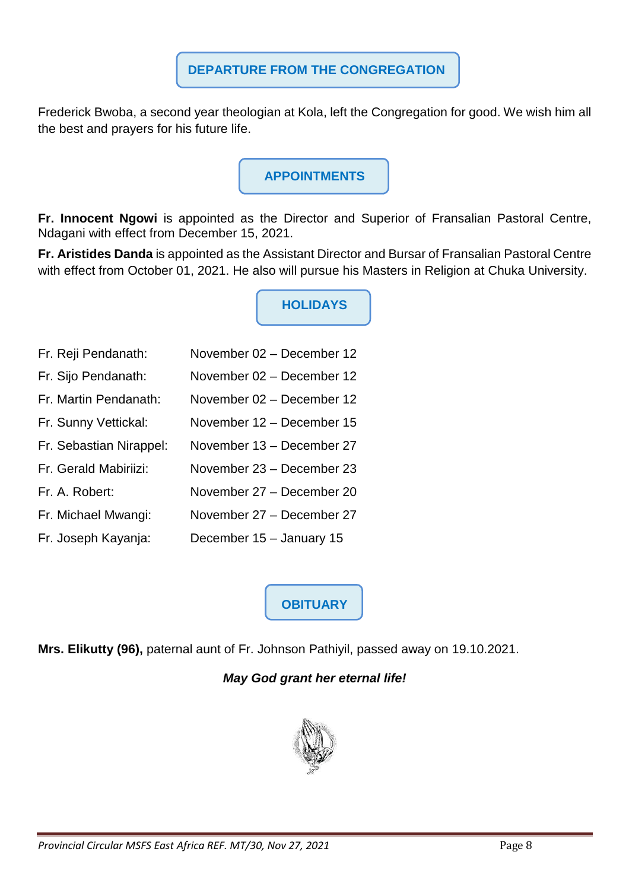## DEPARTURE FROM THE CONGREGATION

Frederick Bwoba, a second year theologian at Kola, left the Congregation for good. We wish him all the best and prayers for his future life.

## APPOINTMENTS

**Fr. Innocent Ngowi** is appointed as the Director and Superior of Fransalian Pastoral Centre, Ndagani with effect from December 15, 2021.

**Fr. Aristides Danda** is appointed as the Assistant Director and Bursar of Fransalian Pastoral Centre with effect from October 01, 2021. He also will pursue his Masters in Religion at Chuka University.

## HOLIDAYS

| | |
|---|---|
| Fr. Reji Pendanath: | November 02 – December 12 |
| Fr. Sijo Pendanath: | November 02 – December 12 |
| Fr. Martin Pendanath: | November 02 – December 12 |
| Fr. Sunny Vettickal: | November 12 – December 15 |
| Fr. Sebastian Nirappel: | November 13 – December 27 |
| Fr. Gerald Mabiriizi: | November 23 – December 23 |
| Fr. A. Robert: | November 27 – December 20 |
| Fr. Michael Mwangi: | November 27 – December 27 |
| Fr. Joseph Kayanja: | December 15 – January 15 |

## OBITUARY

**Mrs. Elikutty (96),** paternal aunt of Fr. Johnson Pathiyil, passed away on 19.10.2021.

***May God grant her eternal life!***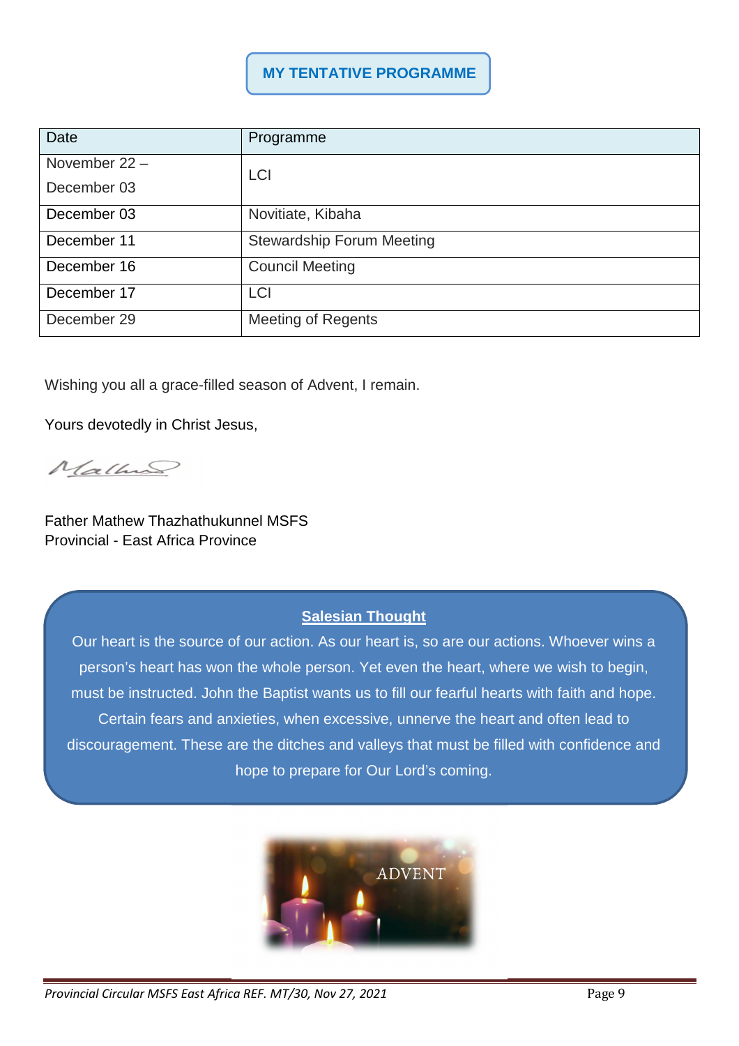## MY TENTATIVE PROGRAMME

| Date | Programme |
|---|---|
| November 22 – December 03 | LCI |
| December 03 | Novitiate, Kibaha |
| December 11 | Stewardship Forum Meeting |
| December 16 | Council Meeting |
| December 17 | LCI |
| December 29 | Meeting of Regents |

Wishing you all a grace-filled season of Advent, I remain.

Yours devotedly in Christ Jesus,

Father Mathew Thazhathukunnel MSFS
Provincial - East Africa Province

**Salesian Thought**

Our heart is the source of our action. As our heart is, so are our actions. Whoever wins a person's heart has won the whole person. Yet even the heart, where we wish to begin, must be instructed. John the Baptist wants us to fill our fearful hearts with faith and hope. Certain fears and anxieties, when excessive, unnerve the heart and often lead to discouragement. These are the ditches and valleys that must be filled with confidence and hope to prepare for Our Lord's coming.

ADVENT

*Provincial Circular MSFS East Africa REF. MT/30, Nov 27, 2021*